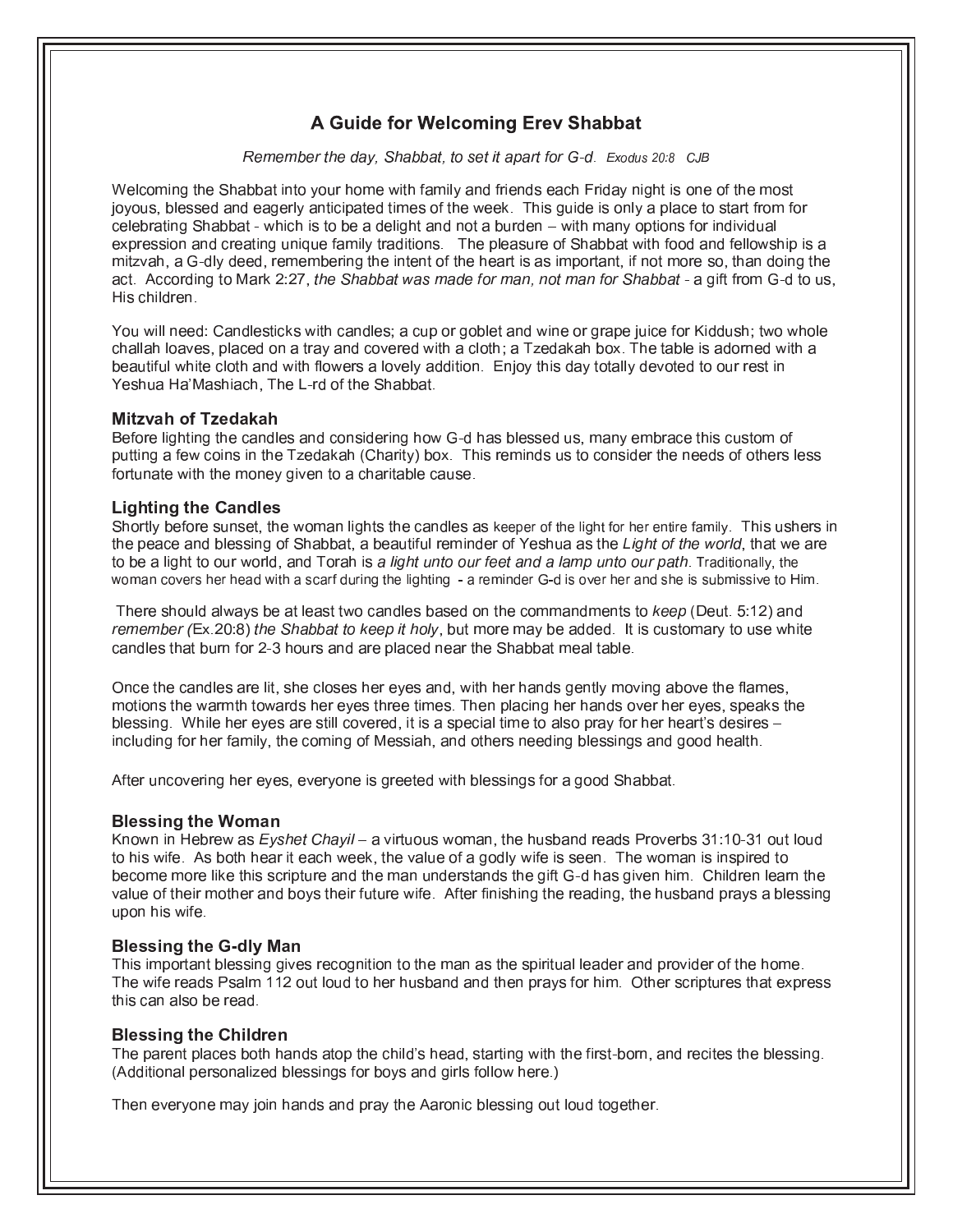# A Guide for Welcoming Erev Shabbat

*Remember the day, Shabbat, to set it apart for G-d. Exodus 20:8 CJB*

Welcoming the Shabbat into your home with family and friends each Friday night is one of the most joyous, blessed and eagerly anticipated times of the week. This guide is only a place to start from for celebrating Shabbat - which is to be a delight and not a burden – with many options for individual expression and creating unique family traditions. The pleasure of Shabbat with food and fellowship is a mitzvah, a G-dly deed, remembering the intent of the heart is as important, if not more so, than doing the act. According to Mark 2:27, *the Shabbat was made for man, not man for Shabbat* - a gift from G-d to us, His children.

You will need: Candlesticks with candles; a cup or goblet and wine or grape juice for Kiddush; two whole challah loaves, placed on a tray and covered with a cloth; a Tzedakah box. The table is adorned with a beautiful white cloth and with flowers a lovely addition. Enjoy this day totally devoted to our rest in Yeshua Ha'Mashiach, The L-rd of the Shabbat.

### Mitzvah of Tzedakah

Before lighting the candles and considering how G-d has blessed us, many embrace this custom of putting a few coins in the Tzedakah (Charity) box. This reminds us to consider the needs of others less fortunate with the money given to a charitable cause.

### Lighting the Candles

Shortly before sunset, the woman lights the candles as keeper of the light for her entire family. This ushers in the peace and blessing of Shabbat, a beautiful reminder of Yeshua as the *Light of the world*, that we are to be a light to our world, and Torah is *a light unto our feet and a lamp unto our path*. Traditionally, the woman covers her head with a scarf during the lighting - a reminder G-d is over her and she is submissive to Him.

There should always be at least two candles based on the commandments to *keep* (Deut. 5:12) and *remember (*Ex.20:8) *the Shabbat to keep it holy*, but more may be added. It is customary to use white candles that burn for 2-3 hours and are placed near the Shabbat meal table.

Once the candles are lit, she closes her eyes and, with her hands gently moving above the flames, motions the warmth towards her eyes three times. Then placing her hands over her eyes, speaks the blessing. While her eyes are still covered, it is a special time to also pray for her heart's desires – including for her family, the coming of Messiah, and others needing blessings and good health.

After uncovering her eyes, everyone is greeted with blessings for a good Shabbat.

### Blessing the Woman

Known in Hebrew as *Eyshet Chayil* – a virtuous woman, the husband reads Proverbs 31:10-31 out loud to his wife. As both hear it each week, the value of a godly wife is seen. The woman is inspired to become more like this scripture and the man understands the gift G-d has given him. Children learn the value of their mother and boys their future wife. After finishing the reading, the husband prays a blessing upon his wife.

### Blessing the G-dly Man

This important blessing gives recognition to the man as the spiritual leader and provider of the home. The wife reads Psalm 112 out loud to her husband and then prays for him. Other scriptures that express this can also be read.

### Blessing the Children

The parent places both hands atop the child's head, starting with the first-born, and recites the blessing. (Additional personalized blessings for boys and girls follow here.)

Then everyone may join hands and pray the Aaronic blessing out loud together.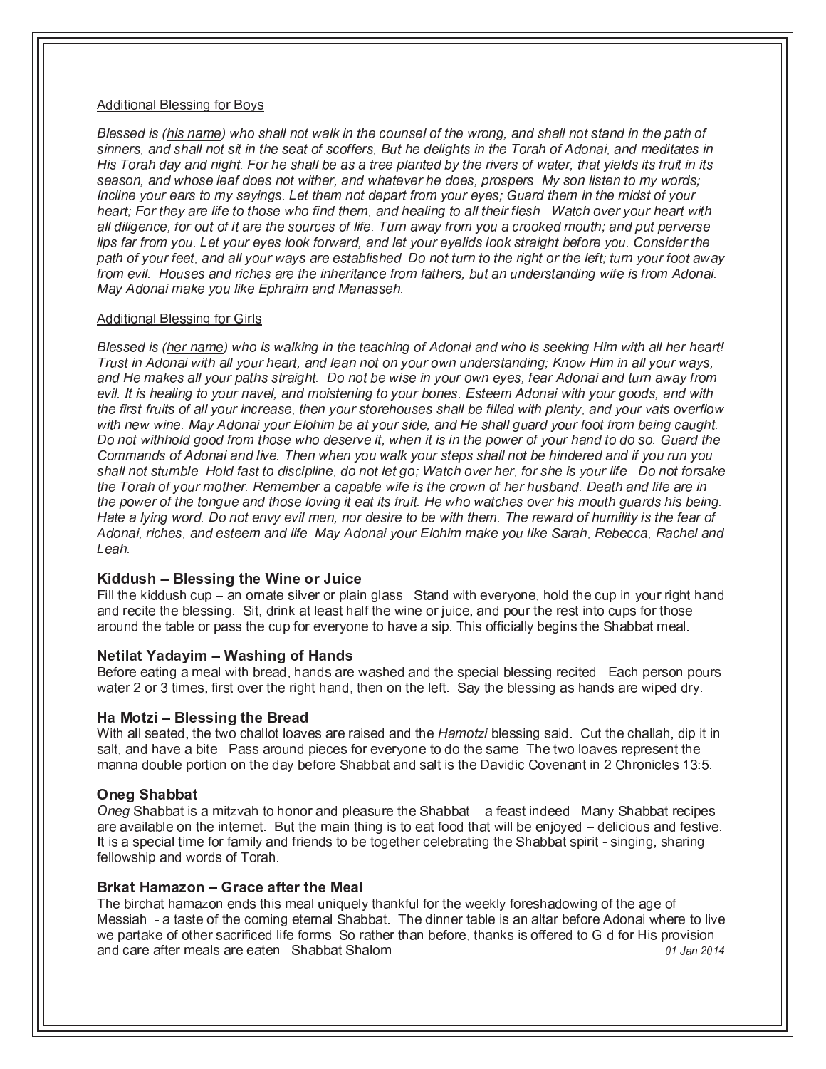<u>Additional Blessing for Boys</u>

*Blessed is (<u>his name</u>) who shall not walk in the counsel of the wrong, and shall not stand in the path of sinners, and shall not sit in the seat of scoffers, But he delights in the Torah of Adonai, and meditates in His Torah day and night. For he shall be as a tree planted by the rivers of water, that yields its fruit in its season, and whose leaf does not wither, and whatever he does, prospers My son listen to my words; Incline your ears to my sayings. Let them not depart from your eyes; Guard them in the midst of your heart; For they are life to those who find them, and healing to all their flesh. Watch over your heart with all diligence, for out of it are the sources of life. Turn away from you a crooked mouth; and put perverse lips far from you. Let your eyes look forward, and let your eyelids look straight before you. Consider the path of your feet, and all your ways are established. Do not turn to the right or the left; turn your foot away from evil. Houses and riches are the inheritance from fathers, but an understanding wife is from Adonai. May Adonai make you like Ephraim and Manasseh.*

<u>Additional Blessing for Girls</u>

*Blessed is (<u>her name</u>) who is walking in the teaching of Adonai and who is seeking Him with all her heart! Trust in Adonai with all your heart, and lean not on your own understanding; Know Him in all your ways, and He makes all your paths straight. Do not be wise in your own eyes, fear Adonai and turn away from evil. It is healing to your navel, and moistening to your bones. Esteem Adonai with your goods, and with the first-fruits of all your increase, then your storehouses shall be filled with plenty, and your vats overflow with new wine. May Adonai your Elohim be at your side, and He shall guard your foot from being caught. Do not withhold good from those who deserve it, when it is in the power of your hand to do so. Guard the Commands of Adonai and live. Then when you walk your steps shall not be hindered and if you run you shall not stumble. Hold fast to discipline, do not let go; Watch over her, for she is your life. Do not forsake the Torah of your mother. Remember a capable wife is the crown of her husband. Death and life are in the power of the tongue and those loving it eat its fruit. He who watches over his mouth guards his being. Hate a lying word. Do not envy evil men, nor desire to be with them. The reward of humility is the fear of Adonai, riches, and esteem and life. May Adonai your Elohim make you like Sarah, Rebecca, Rachel and Leah.*

### Kiddush – Blessing the Wine or Juice

Fill the kiddush cup – an ornate silver or plain glass. Stand with everyone, hold the cup in your right hand and recite the blessing. Sit, drink at least half the wine or juice, and pour the rest into cups for those around the table or pass the cup for everyone to have a sip. This officially begins the Shabbat meal.

### Netilat Yadayim – Washing of Hands

Before eating a meal with bread, hands are washed and the special blessing recited. Each person pours water 2 or 3 times, first over the right hand, then on the left. Say the blessing as hands are wiped dry.

### Ha Motzi – Blessing the Bread

With all seated, the two challot loaves are raised and the *Hamotzi* blessing said. Cut the challah, dip it in salt, and have a bite. Pass around pieces for everyone to do the same. The two loaves represent the manna double portion on the day before Shabbat and salt is the Davidic Covenant in 2 Chronicles 13:5.

### Oneg Shabbat

*Oneg* Shabbat is a mitzvah to honor and pleasure the Shabbat – a feast indeed. Many Shabbat recipes are available on the internet. But the main thing is to eat food that will be enjoyed – delicious and festive. It is a special time for family and friends to be together celebrating the Shabbat spirit - singing, sharing fellowship and words of Torah.

### Brkat Hamazon – Grace after the Meal

The birchat hamazon ends this meal uniquely thankful for the weekly foreshadowing of the age of Messiah - a taste of the coming eternal Shabbat. The dinner table is an altar before Adonai where to live we partake of other sacrificed life forms. So rather than before, thanks is offered to G-d for His provision and care after meals are eaten. Shabbat Shalom.

*01 Jan 2014*